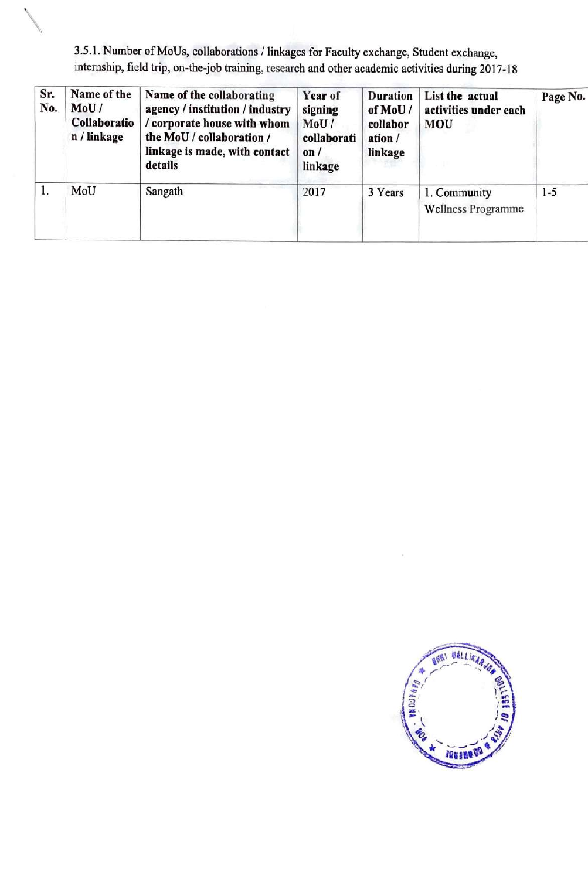3.5.1. Number of MoUs, collaborations / linkages for Faculty exchange, Student exchange, internship, field trip, on-the-job training, research and other academic activities during 2017-18

| Sr. No. | Name of the MoU / Collaboration / linkage | Name of the collaborating agency / institution / industry / corporate house with whom the MoU / collaboration / linkage is made, with contact details | Year of signing MoU / collaboration / linkage | Duration of MoU / collaboration / linkage | List the actual activities under each MOU | Page No. |
|---|---|---|---|---|---|---|
| 1. | MoU | Sangath | 2017 | 3 Years | 1. Community Wellness Programme | 1-5 |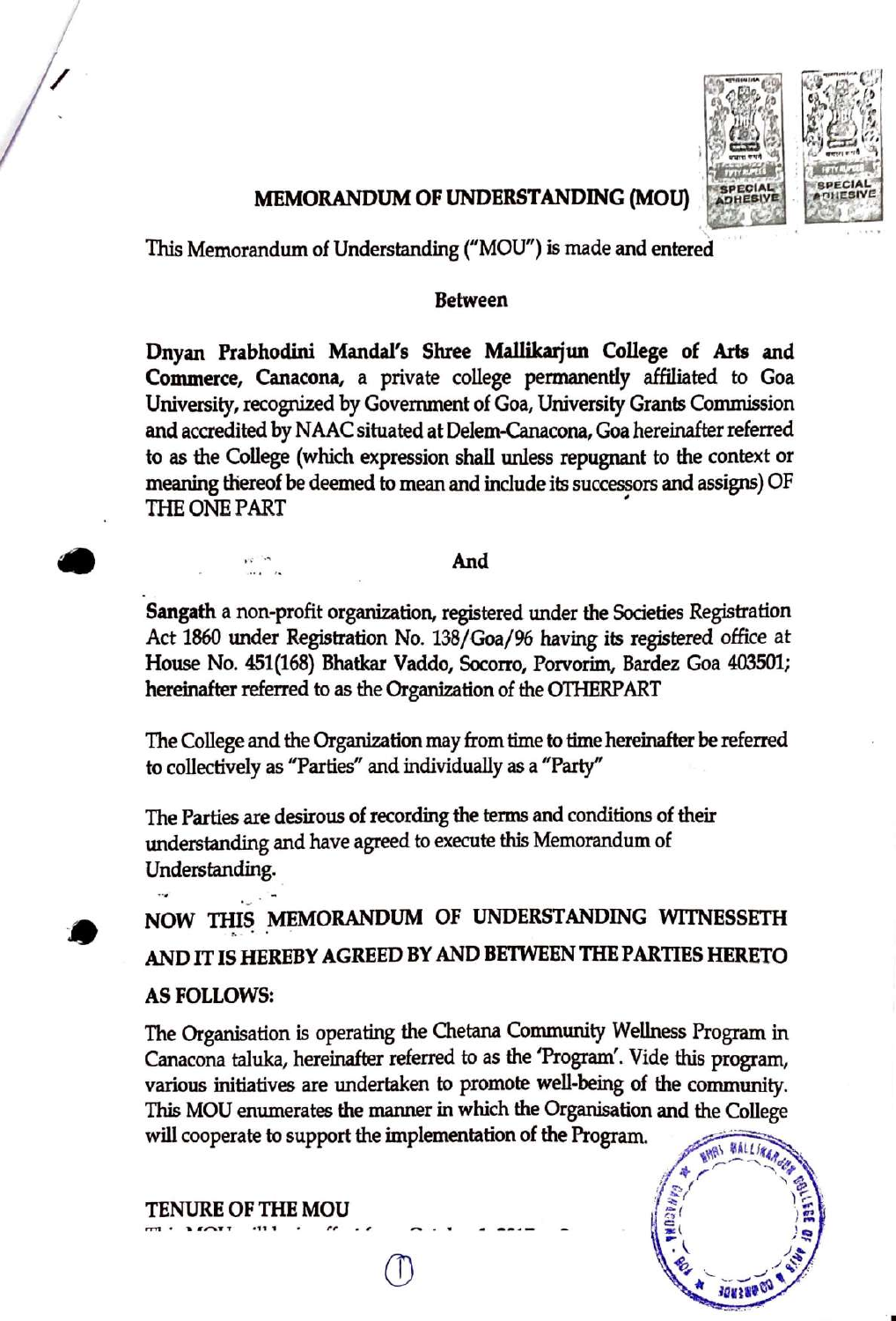## MEMORANDUM OF UNDERSTANDING (MOU)

This Memorandum of Understanding ("MOU") is made and entered

**Between**

**Dnyan Prabhodini Mandal's Shree Mallikarjun College of Arts and Commerce, Canacona,** a private college permanently affiliated to Goa University, recognized by Government of Goa, University Grants Commission and accredited by NAAC situated at Delem-Canacona, Goa hereinafter referred to as the College (which expression shall unless repugnant to the context or meaning thereof be deemed to mean and include its successors and assigns) OF THE ONE PART

**And**

**Sangath** a non-profit organization, registered under the Societies Registration Act 1860 under Registration No. 138/Goa/96 having its registered office at House No. 451(168) Bhatkar Vaddo, Socorro, Porvorim, Bardez Goa 403501; hereinafter referred to as the Organization of the OTHERPART

The College and the Organization may from time to time hereinafter be referred to collectively as "Parties" and individually as a "Party"

The Parties are desirous of recording the terms and conditions of their understanding and have agreed to execute this Memorandum of Understanding.

**NOW THIS MEMORANDUM OF UNDERSTANDING WITNESSETH AND IT IS HEREBY AGREED BY AND BETWEEN THE PARTIES HERETO AS FOLLOWS:**

The Organisation is operating the Chetana Community Wellness Program in Canacona taluka, hereinafter referred to as the 'Program'. Vide this program, various initiatives are undertaken to promote well-being of the community. This MOU enumerates the manner in which the Organisation and the College will cooperate to support the implementation of the Program.

**TENURE OF THE MOU**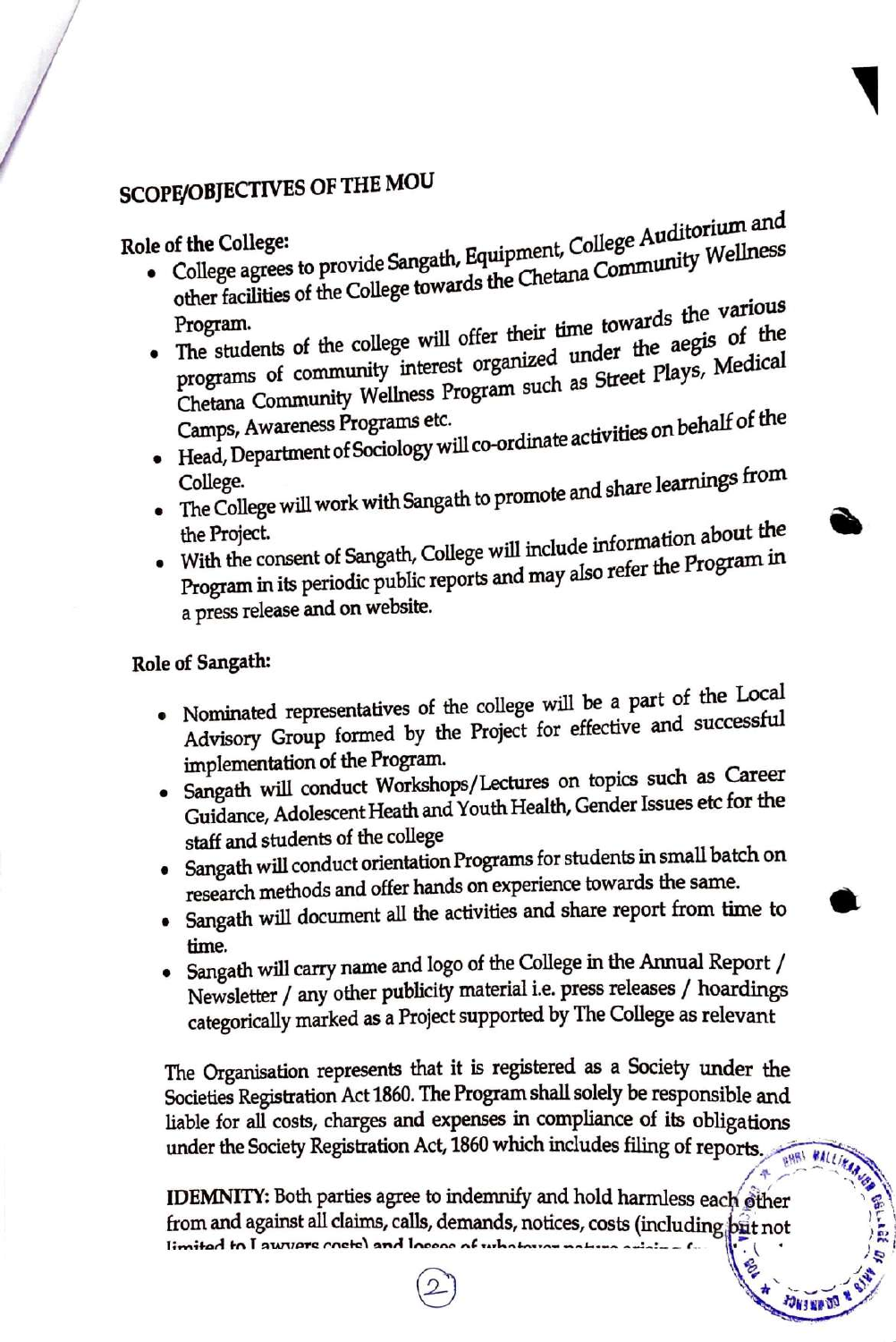## SCOPE/OBJECTIVES OF THE MOU

**Role of the College:**

- College agrees to provide Sangath, Equipment, College Auditorium and other facilities of the College towards the Chetana Community Wellness Program.
- The students of the college will offer their time towards the various programs of community interest organized under the aegis of the Chetana Community Wellness Program such as Street Plays, Medical Camps, Awareness Programs etc.
- Head, Department of Sociology will co-ordinate activities on behalf of the College.
- The College will work with Sangath to promote and share learnings from the Project.
- With the consent of Sangath, College will include information about the Program in its periodic public reports and may also refer the Program in a press release and on website.

**Role of Sangath:**

- Nominated representatives of the college will be a part of the Local Advisory Group formed by the Project for effective and successful implementation of the Program.
- Sangath will conduct Workshops/Lectures on topics such as Career Guidance, Adolescent Heath and Youth Health, Gender Issues etc for the staff and students of the college
- Sangath will conduct orientation Programs for students in small batch on research methods and offer hands on experience towards the same.
- Sangath will document all the activities and share report from time to time.
- Sangath will carry name and logo of the College in the Annual Report / Newsletter / any other publicity material i.e. press releases / hoardings categorically marked as a Project supported by The College as relevant

The Organisation represents that it is registered as a Society under the Societies Registration Act 1860. The Program shall solely be responsible and liable for all costs, charges and expenses in compliance of its obligations under the Society Registration Act, 1860 which includes filing of reports.

**IDEMNITY:** Both parties agree to indemnify and hold harmless each other from and against all claims, calls, demands, notices, costs (including but not limited to Lawyers costs) and losses of whatever nature arising f...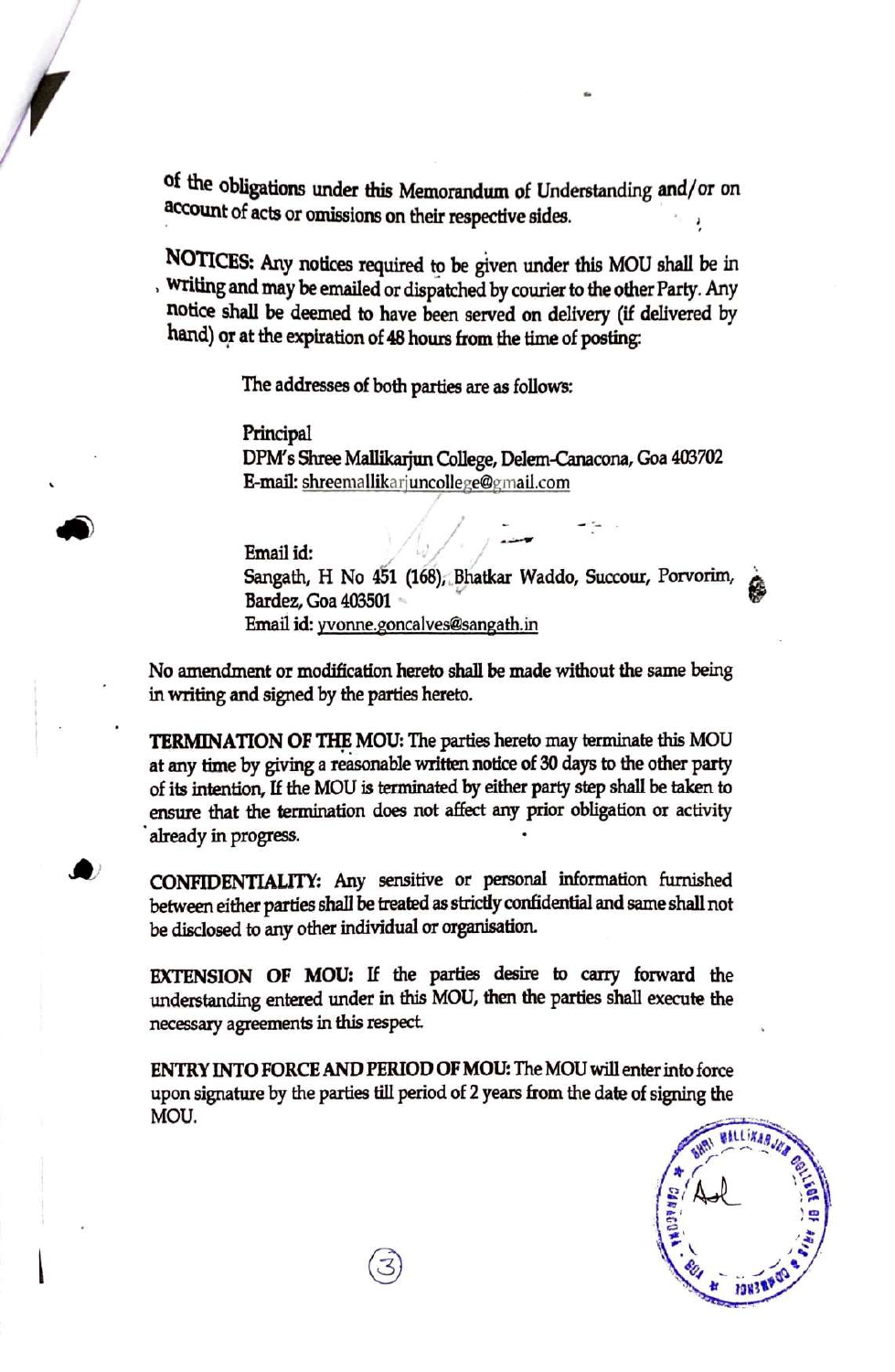of the obligations under this Memorandum of Understanding and/or on account of acts or omissions on their respective sides.

**NOTICES:** Any notices required to be given under this MOU shall be in writing and may be emailed or dispatched by courier to the other Party. Any notice shall be deemed to have been served on delivery (if delivered by hand) or at the expiration of 48 hours from the time of posting:

The addresses of both parties are as follows:

Principal
DPM's Shree Mallikarjun College, Delem-Canacona, Goa 403702
E-mail: shreemallikarjuncollege@gmail.com

Email id:
Sangath, H No 451 (168), Bhatkar Waddo, Succour, Porvorim, Bardez, Goa 403501
Email id: yvonne.goncalves@sangath.in

No amendment or modification hereto shall be made without the same being in writing and signed by the parties hereto.

**TERMINATION OF THE MOU:** The parties hereto may terminate this MOU at any time by giving a reasonable written notice of 30 days to the other party of its intention, If the MOU is terminated by either party step shall be taken to ensure that the termination does not affect any prior obligation or activity already in progress.

**CONFIDENTIALITY:** Any sensitive or personal information furnished between either parties shall be treated as strictly confidential and same shall not be disclosed to any other individual or organisation.

**EXTENSION OF MOU:** If the parties desire to carry forward the understanding entered under in this MOU, then the parties shall execute the necessary agreements in this respect.

**ENTRY INTO FORCE AND PERIOD OF MOU:** The MOU will enter into force upon signature by the parties till period of 2 years from the date of signing the MOU.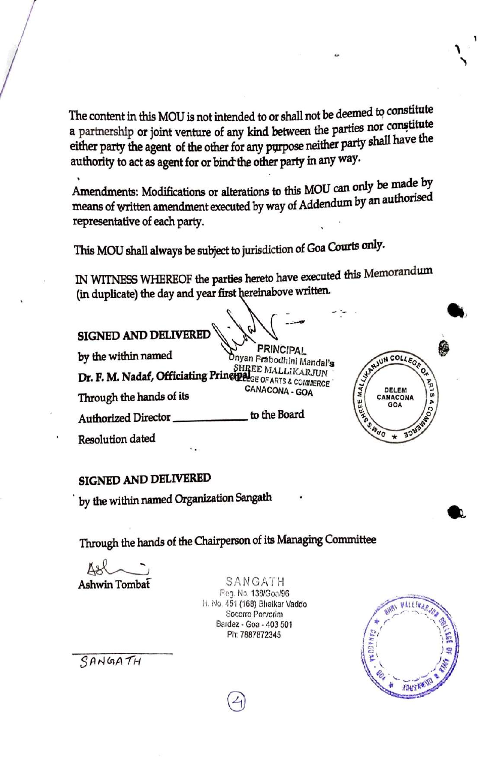The content in this MOU is not intended to or shall not be deemed to constitute a partnership or joint venture of any kind between the parties nor constitute either party the agent of the other for any purpose neither party shall have the authority to act as agent for or bind the other party in any way.

Amendments: Modifications or alterations to this MOU can only be made by means of written amendment executed by way of Addendum by an authorised representative of each party.

This MOU shall always be subject to jurisdiction of Goa Courts only.

IN WITNESS WHEREOF the parties hereto have executed this Memorandum (in duplicate) the day and year first hereinabove written.

**SIGNED AND DELIVERED**

by the within named

**Dr. F. M. Nadaf, Officiating Principal**

Through the hands of its

Authorized Director \_\_\_\_\_\_\_\_\_\_ to the Board

Resolution dated

PRINCIPAL
Dnyan Prabodhini Mandal's
SHREE MALLIKARJUN
COLLEGE OF ARTS & COMMERCE
CANACONA - GOA

DPM'S SHREE MALLIKARJUN COLLEGE OF ARTS & COMMERCE
DELEM
CANACONA
GOA

**SIGNED AND DELIVERED**

by the within named Organization Sangath

Through the hands of the Chairperson of its Managing Committee

Ashwin Tombat

SANGATH
Reg. No. 138/Goa/96
H. No. 451 (168) Bhatkar Vaddo
Socorro Porvorim
Bardez - Goa - 403 501
Ph: 7887872345

SANGATH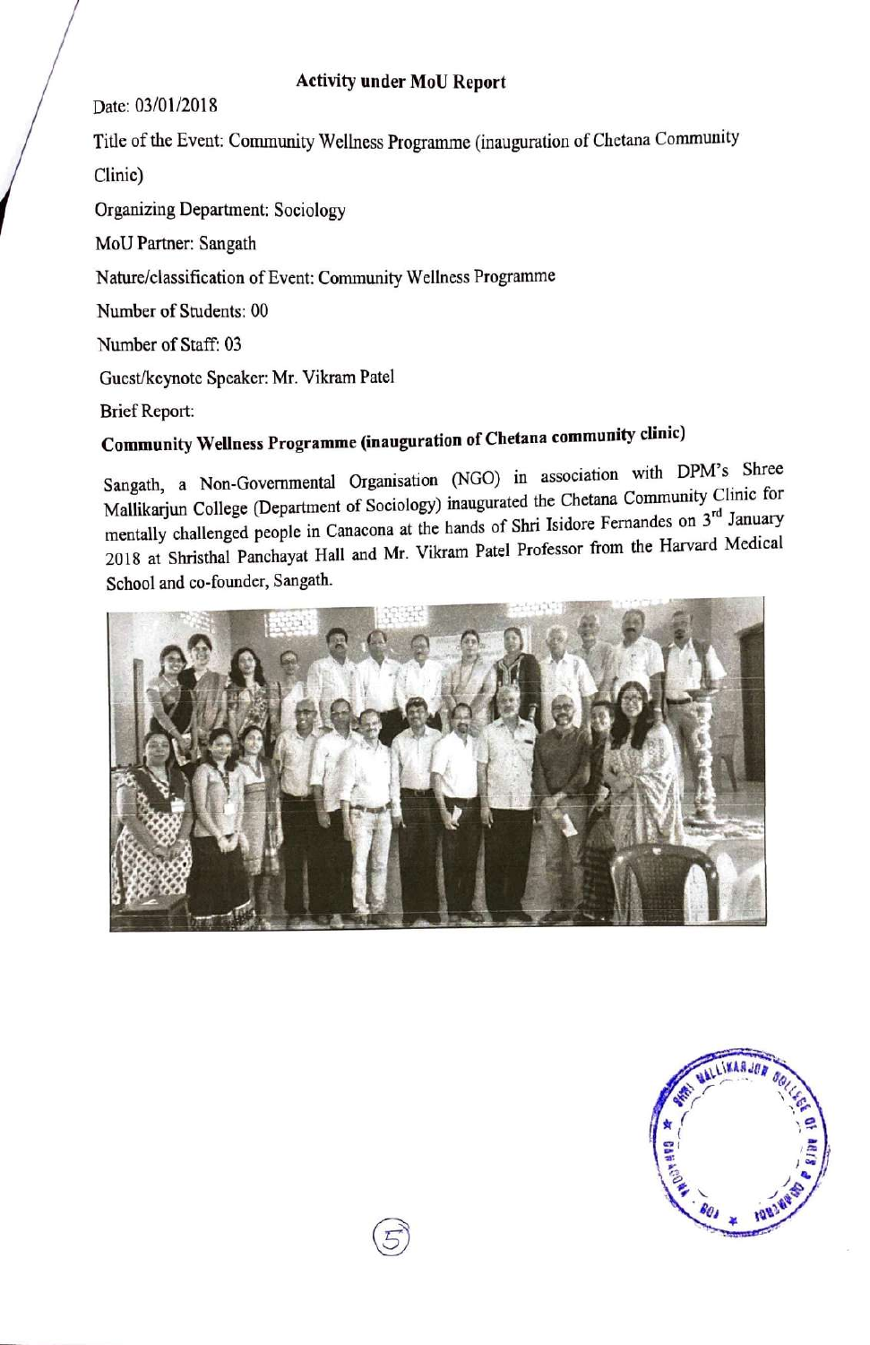**Activity under MoU Report**

Date: 03/01/2018

Title of the Event: Community Wellness Programme (inauguration of Chetana Community Clinic)

Organizing Department: Sociology

MoU Partner: Sangath

Nature/classification of Event: Community Wellness Programme

Number of Students: 00

Number of Staff: 03

Guest/keynote Speaker: Mr. Vikram Patel

Brief Report:

**Community Wellness Programme (inauguration of Chetana community clinic)**

Sangath, a Non-Governmental Organisation (NGO) in association with DPM's Shree Mallikarjun College (Department of Sociology) inaugurated the Chetana Community Clinic for mentally challenged people in Canacona at the hands of Shri Isidore Fernandes on 3rd January 2018 at Shristhal Panchayat Hall and Mr. Vikram Patel Professor from the Harvard Medical School and co-founder, Sangath.